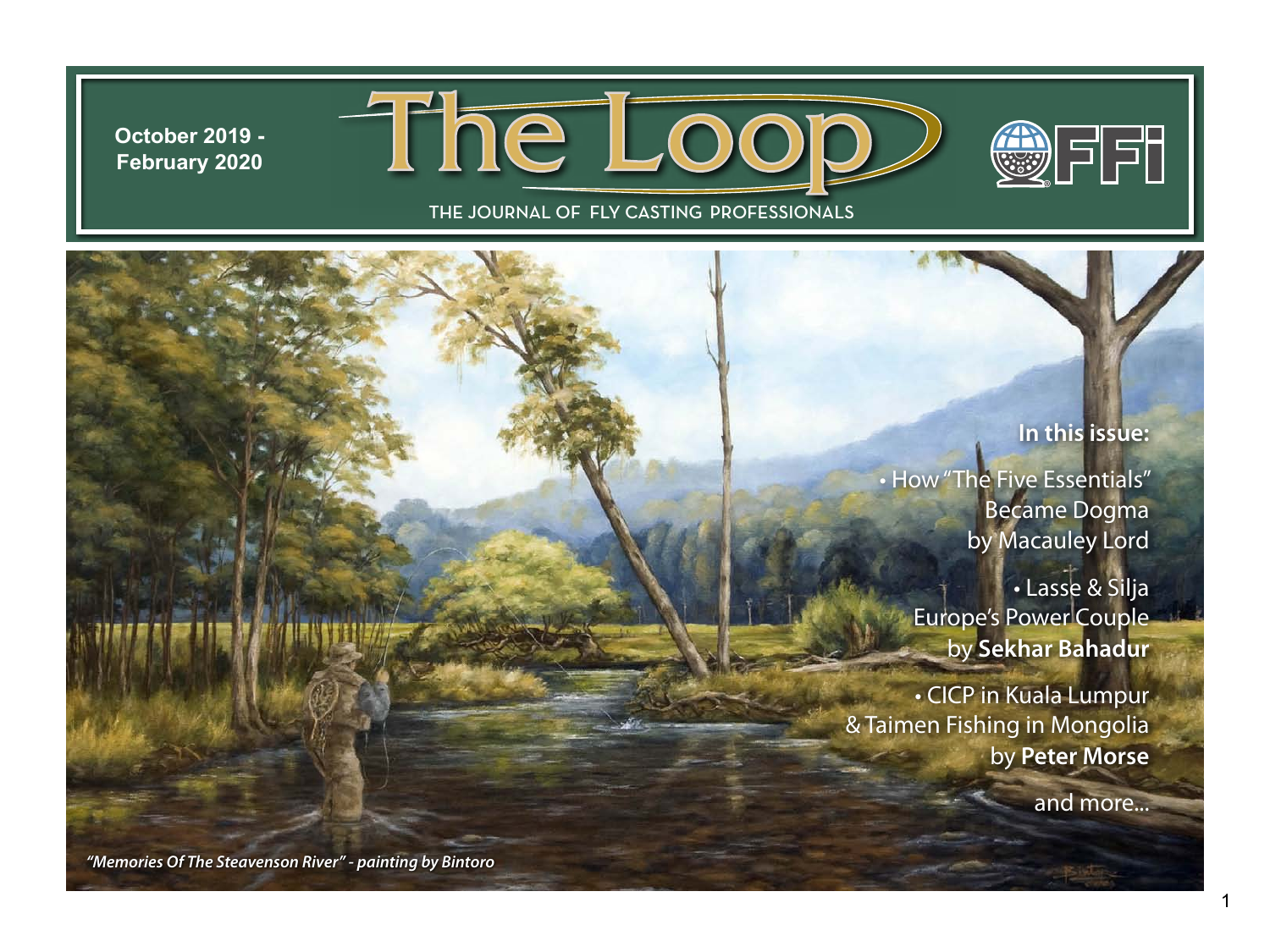October 2019 - February 2020

# The Loop

THE JOURNAL OF FLY CASTING PROFESSIONALS

FFI

**In this issue:**

- How "The Five Essentials" Became Dogma by Macauley Lord
- Lasse & Silja Europe's Power Couple by **Sekhar Bahadur**
- CICP in Kuala Lumpur & Taimen Fishing in Mongolia by **Peter Morse**

and more...

*"Memories Of The Steavenson River" - painting by Bintoro*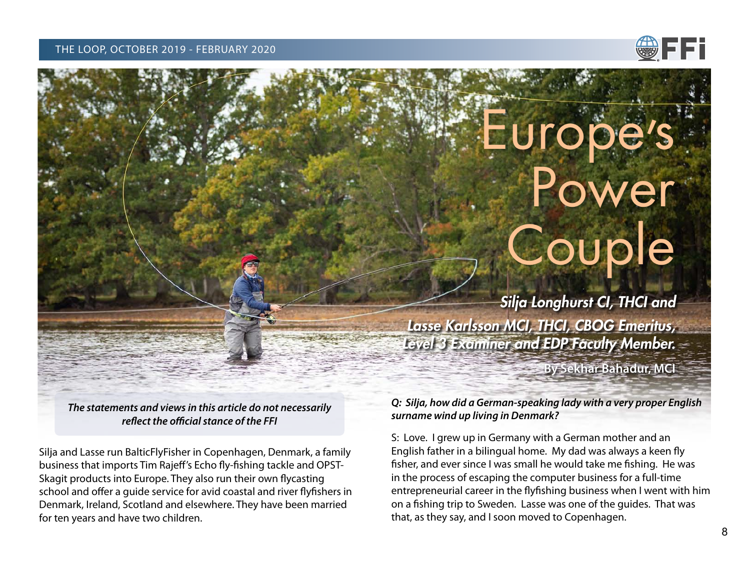# Europe's Power Couple

***Silja Longhurst CI, THCI and Lasse Karlsson MCI, THCI, CBOG Emeritus, Level 3 Examiner and EDP Faculty Member.***

**By Sekhar Bahadur, MCI**

***The statements and views in this article do not necessarily reflect the official stance of the FFI***

Silja and Lasse run BalticFlyFisher in Copenhagen, Denmark, a family business that imports Tim Rajeff's Echo fly-fishing tackle and OPST-Skagit products into Europe. They also run their own flycasting school and offer a guide service for avid coastal and river flyfishers in Denmark, Ireland, Scotland and elsewhere. They have been married for ten years and have two children.

***Q: Silja, how did a German-speaking lady with a very proper English surname wind up living in Denmark?***

S: Love. I grew up in Germany with a German mother and an English father in a bilingual home. My dad was always a keen fly fisher, and ever since I was small he would take me fishing. He was in the process of escaping the computer business for a full-time entrepreneurial career in the flyfishing business when I went with him on a fishing trip to Sweden. Lasse was one of the guides. That was that, as they say, and I soon moved to Copenhagen.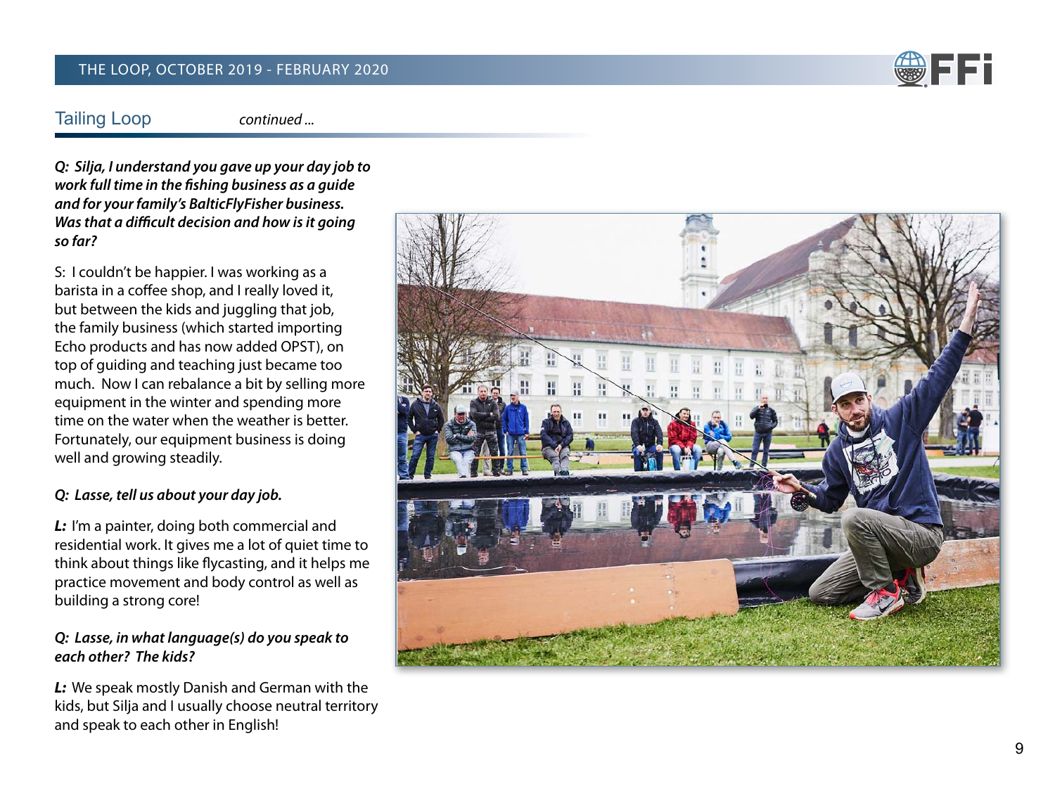## Tailing Loop *continued ...*

***Q: Silja, I understand you gave up your day job to work full time in the fishing business as a guide and for your family's BalticFlyFisher business. Was that a difficult decision and how is it going so far?***

S: I couldn't be happier. I was working as a barista in a coffee shop, and I really loved it, but between the kids and juggling that job, the family business (which started importing Echo products and has now added OPST), on top of guiding and teaching just became too much. Now I can rebalance a bit by selling more equipment in the winter and spending more time on the water when the weather is better. Fortunately, our equipment business is doing well and growing steadily.

***Q: Lasse, tell us about your day job.***

***L:*** I'm a painter, doing both commercial and residential work. It gives me a lot of quiet time to think about things like flycasting, and it helps me practice movement and body control as well as building a strong core!

***Q: Lasse, in what language(s) do you speak to each other? The kids?***

***L:*** We speak mostly Danish and German with the kids, but Silja and I usually choose neutral territory and speak to each other in English!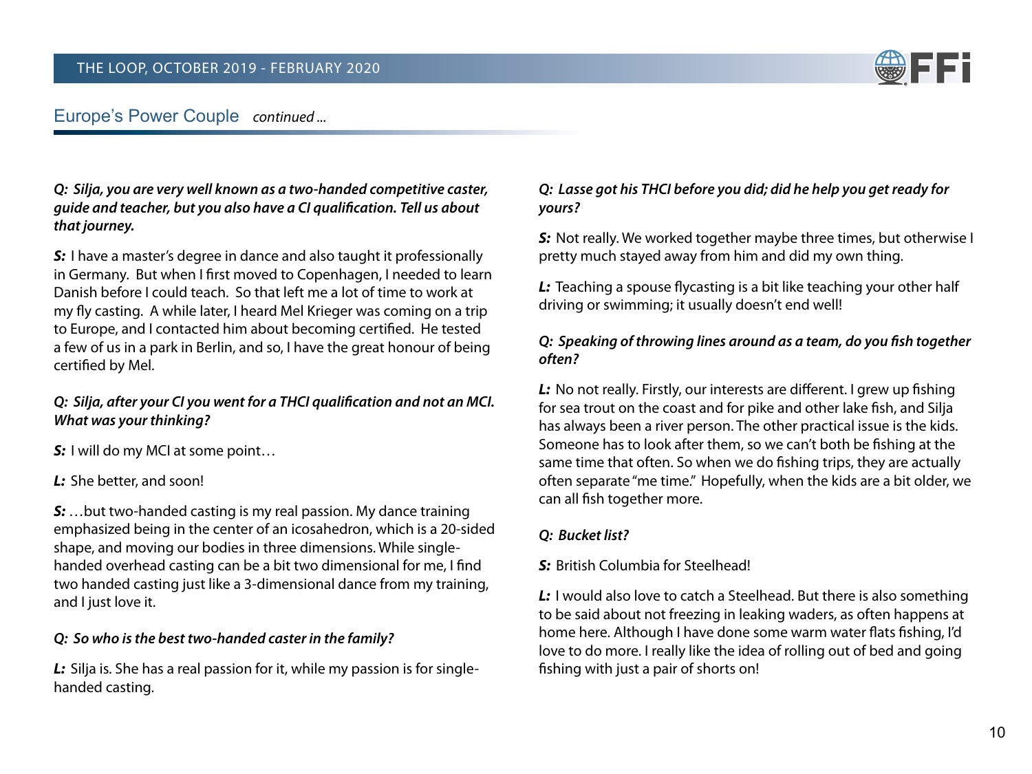## Europe's Power Couple *continued ...*

***Q: Silja, you are very well known as a two-handed competitive caster, guide and teacher, but you also have a CI qualification. Tell us about that journey.***

***S:*** I have a master's degree in dance and also taught it professionally in Germany. But when I first moved to Copenhagen, I needed to learn Danish before I could teach. So that left me a lot of time to work at my fly casting. A while later, I heard Mel Krieger was coming on a trip to Europe, and I contacted him about becoming certified. He tested a few of us in a park in Berlin, and so, I have the great honour of being certified by Mel.

***Q: Silja, after your CI you went for a THCI qualification and not an MCI. What was your thinking?***

***S:*** I will do my MCI at some point…

***L:*** She better, and soon!

***S:*** …but two-handed casting is my real passion. My dance training emphasized being in the center of an icosahedron, which is a 20-sided shape, and moving our bodies in three dimensions. While single-handed overhead casting can be a bit two dimensional for me, I find two handed casting just like a 3-dimensional dance from my training, and I just love it.

***Q: So who is the best two-handed caster in the family?***

***L:*** Silja is. She has a real passion for it, while my passion is for single-handed casting.

***Q: Lasse got his THCI before you did; did he help you get ready for yours?***

***S:*** Not really. We worked together maybe three times, but otherwise I pretty much stayed away from him and did my own thing.

***L:*** Teaching a spouse flycasting is a bit like teaching your other half driving or swimming; it usually doesn't end well!

***Q: Speaking of throwing lines around as a team, do you fish together often?***

***L:*** No not really. Firstly, our interests are different. I grew up fishing for sea trout on the coast and for pike and other lake fish, and Silja has always been a river person. The other practical issue is the kids. Someone has to look after them, so we can't both be fishing at the same time that often. So when we do fishing trips, they are actually often separate "me time." Hopefully, when the kids are a bit older, we can all fish together more.

***Q: Bucket list?***

***S:*** British Columbia for Steelhead!

***L:*** I would also love to catch a Steelhead. But there is also something to be said about not freezing in leaking waders, as often happens at home here. Although I have done some warm water flats fishing, I'd love to do more. I really like the idea of rolling out of bed and going fishing with just a pair of shorts on!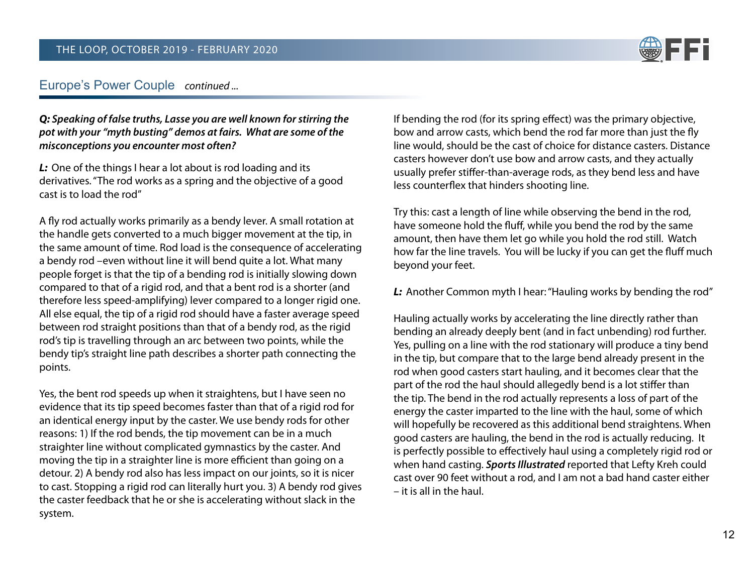## Europe's Power Couple *continued ...*

***Q:** **Speaking of false truths, Lasse you are well known for stirring the pot with your "myth busting" demos at fairs. What are some of the misconceptions you encounter most often?***

***L:*** One of the things I hear a lot about is rod loading and its derivatives. "The rod works as a spring and the objective of a good cast is to load the rod"

A fly rod actually works primarily as a bendy lever. A small rotation at the handle gets converted to a much bigger movement at the tip, in the same amount of time. Rod load is the consequence of accelerating a bendy rod –even without line it will bend quite a lot. What many people forget is that the tip of a bending rod is initially slowing down compared to that of a rigid rod, and that a bent rod is a shorter (and therefore less speed-amplifying) lever compared to a longer rigid one. All else equal, the tip of a rigid rod should have a faster average speed between rod straight positions than that of a bendy rod, as the rigid rod's tip is travelling through an arc between two points, while the bendy tip's straight line path describes a shorter path connecting the points.

Yes, the bent rod speeds up when it straightens, but I have seen no evidence that its tip speed becomes faster than that of a rigid rod for an identical energy input by the caster. We use bendy rods for other reasons: 1) If the rod bends, the tip movement can be in a much straighter line without complicated gymnastics by the caster. And moving the tip in a straighter line is more efficient than going on a detour. 2) A bendy rod also has less impact on our joints, so it is nicer to cast. Stopping a rigid rod can literally hurt you. 3) A bendy rod gives the caster feedback that he or she is accelerating without slack in the system.

If bending the rod (for its spring effect) was the primary objective, bow and arrow casts, which bend the rod far more than just the fly line would, should be the cast of choice for distance casters. Distance casters however don't use bow and arrow casts, and they actually usually prefer stiffer-than-average rods, as they bend less and have less counterflex that hinders shooting line.

Try this: cast a length of line while observing the bend in the rod, have someone hold the fluff, while you bend the rod by the same amount, then have them let go while you hold the rod still. Watch how far the line travels. You will be lucky if you can get the fluff much beyond your feet.

***L:*** Another Common myth I hear: "Hauling works by bending the rod"

Hauling actually works by accelerating the line directly rather than bending an already deeply bent (and in fact unbending) rod further. Yes, pulling on a line with the rod stationary will produce a tiny bend in the tip, but compare that to the large bend already present in the rod when good casters start hauling, and it becomes clear that the part of the rod the haul should allegedly bend is a lot stiffer than the tip. The bend in the rod actually represents a loss of part of the energy the caster imparted to the line with the haul, some of which will hopefully be recovered as this additional bend straightens. When good casters are hauling, the bend in the rod is actually reducing. It is perfectly possible to effectively haul using a completely rigid rod or when hand casting. ***Sports Illustrated*** reported that Lefty Kreh could cast over 90 feet without a rod, and I am not a bad hand caster either – it is all in the haul.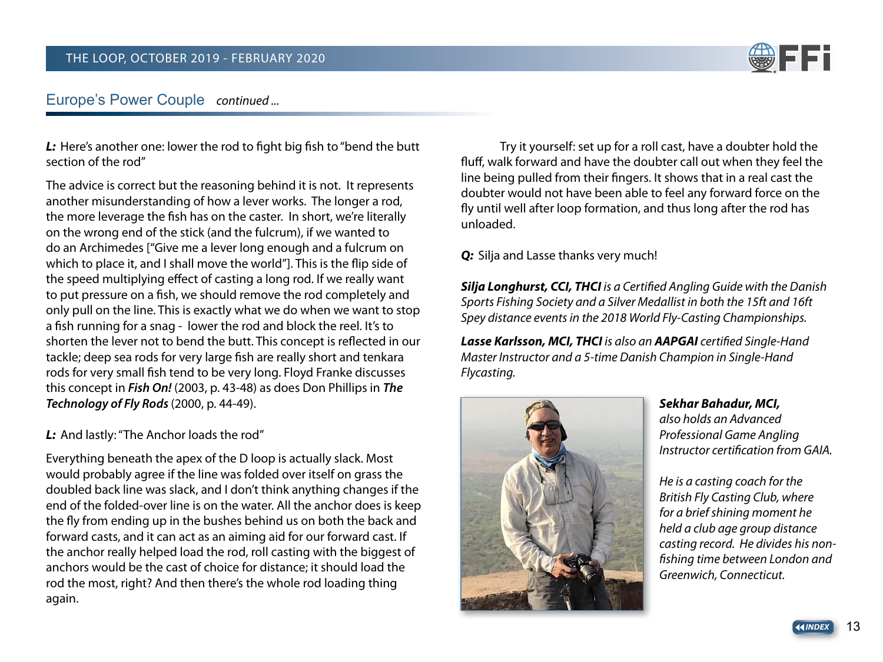## Europe's Power Couple *continued ...*

***L:*** Here's another one: lower the rod to fight big fish to "bend the butt section of the rod"

The advice is correct but the reasoning behind it is not. It represents another misunderstanding of how a lever works. The longer a rod, the more leverage the fish has on the caster. In short, we're literally on the wrong end of the stick (and the fulcrum), if we wanted to do an Archimedes ["Give me a lever long enough and a fulcrum on which to place it, and I shall move the world"]. This is the flip side of the speed multiplying effect of casting a long rod. If we really want to put pressure on a fish, we should remove the rod completely and only pull on the line. This is exactly what we do when we want to stop a fish running for a snag - lower the rod and block the reel. It's to shorten the lever not to bend the butt. This concept is reflected in our tackle; deep sea rods for very large fish are really short and tenkara rods for very small fish tend to be very long. Floyd Franke discusses this concept in ***Fish On!*** (2003, p. 43-48) as does Don Phillips in ***The Technology of Fly Rods*** (2000, p. 44-49).

***L:*** And lastly: "The Anchor loads the rod"

Everything beneath the apex of the D loop is actually slack. Most would probably agree if the line was folded over itself on grass the doubled back line was slack, and I don't think anything changes if the end of the folded-over line is on the water. All the anchor does is keep the fly from ending up in the bushes behind us on both the back and forward casts, and it can act as an aiming aid for our forward cast. If the anchor really helped load the rod, roll casting with the biggest of anchors would be the cast of choice for distance; it should load the rod the most, right? And then there's the whole rod loading thing again.

Try it yourself: set up for a roll cast, have a doubter hold the fluff, walk forward and have the doubter call out when they feel the line being pulled from their fingers. It shows that in a real cast the doubter would not have been able to feel any forward force on the fly until well after loop formation, and thus long after the rod has unloaded.

***Q:*** Silja and Lasse thanks very much!

***Silja Longhurst, CCI, THCI*** *is a Certified Angling Guide with the Danish Sports Fishing Society and a Silver Medallist in both the 15ft and 16ft Spey distance events in the 2018 World Fly-Casting Championships.*

***Lasse Karlsson, MCI, THCI*** *is also an* ***AAPGAI*** *certified Single-Hand Master Instructor and a 5-time Danish Champion in Single-Hand Flycasting.*

***Sekhar Bahadur, MCI,*** *also holds an Advanced Professional Game Angling Instructor certification from GAIA.*

*He is a casting coach for the British Fly Casting Club, where for a brief shining moment he held a club age group distance casting record. He divides his non-fishing time between London and Greenwich, Connecticut.*